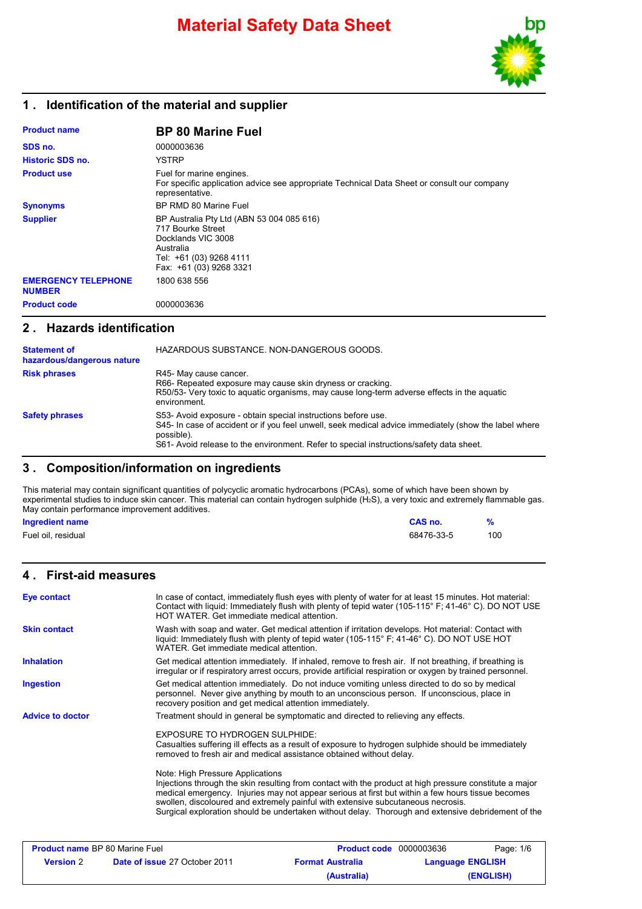# Material Safety Data Sheet

## 1 . Identification of the material and supplier

| | |
|---|---|
| **Product name** | **BP 80 Marine Fuel** |
| **SDS no.** | 0000003636 |
| **Historic SDS no.** | YSTRP |
| **Product use** | Fuel for marine engines. For specific application advice see appropriate Technical Data Sheet or consult our company representative. |
| **Synonyms** | BP RMD 80 Marine Fuel |
| **Supplier** | BP Australia Pty Ltd (ABN 53 004 085 616) 717 Bourke Street Docklands VIC 3008 Australia Tel: +61 (03) 9268 4111 Fax: +61 (03) 9268 3321 |
| **EMERGENCY TELEPHONE NUMBER** | 1800 638 556 |
| **Product code** | 0000003636 |

## 2 . Hazards identification

**Statement of hazardous/dangerous nature**
HAZARDOUS SUBSTANCE. NON-DANGEROUS GOODS.

**Risk phrases**
R45- May cause cancer.
R66- Repeated exposure may cause skin dryness or cracking.
R50/53- Very toxic to aquatic organisms, may cause long-term adverse effects in the aquatic environment.

**Safety phrases**
S53- Avoid exposure - obtain special instructions before use.
S45- In case of accident or if you feel unwell, seek medical advice immediately (show the label where possible).
S61- Avoid release to the environment. Refer to special instructions/safety data sheet.

## 3 . Composition/information on ingredients

This material may contain significant quantities of polycyclic aromatic hydrocarbons (PCAs), some of which have been shown by experimental studies to induce skin cancer. This material can contain hydrogen sulphide ($H_2S$), a very toxic and extremely flammable gas. May contain performance improvement additives.

| Ingredient name | CAS no. | % |
|---|---|---|
| Fuel oil, residual | 68476-33-5 | 100 |

## 4 . First-aid measures

**Eye contact**
In case of contact, immediately flush eyes with plenty of water for at least 15 minutes. Hot material: Contact with liquid: Immediately flush with plenty of tepid water (105-115° F; 41-46° C). DO NOT USE HOT WATER. Get immediate medical attention.

**Skin contact**
Wash with soap and water. Get medical attention if irritation develops. Hot material: Contact with liquid: Immediately flush with plenty of tepid water (105-115° F; 41-46° C). DO NOT USE HOT WATER. Get immediate medical attention.

**Inhalation**
Get medical attention immediately. If inhaled, remove to fresh air. If not breathing, if breathing is irregular or if respiratory arrest occurs, provide artificial respiration or oxygen by trained personnel.

**Ingestion**
Get medical attention immediately. Do not induce vomiting unless directed to do so by medical personnel. Never give anything by mouth to an unconscious person. If unconscious, place in recovery position and get medical attention immediately.

**Advice to doctor**
Treatment should in general be symptomatic and directed to relieving any effects.

EXPOSURE TO HYDROGEN SULPHIDE:
Casualties suffering ill effects as a result of exposure to hydrogen sulphide should be immediately removed to fresh air and medical assistance obtained without delay.

Note: High Pressure Applications
Injections through the skin resulting from contact with the product at high pressure constitute a major medical emergency. Injuries may not appear serious at first but within a few hours tissue becomes swollen, discoloured and extremely painful with extensive subcutaneous necrosis.
Surgical exploration should be undertaken without delay. Thorough and extensive debridement of the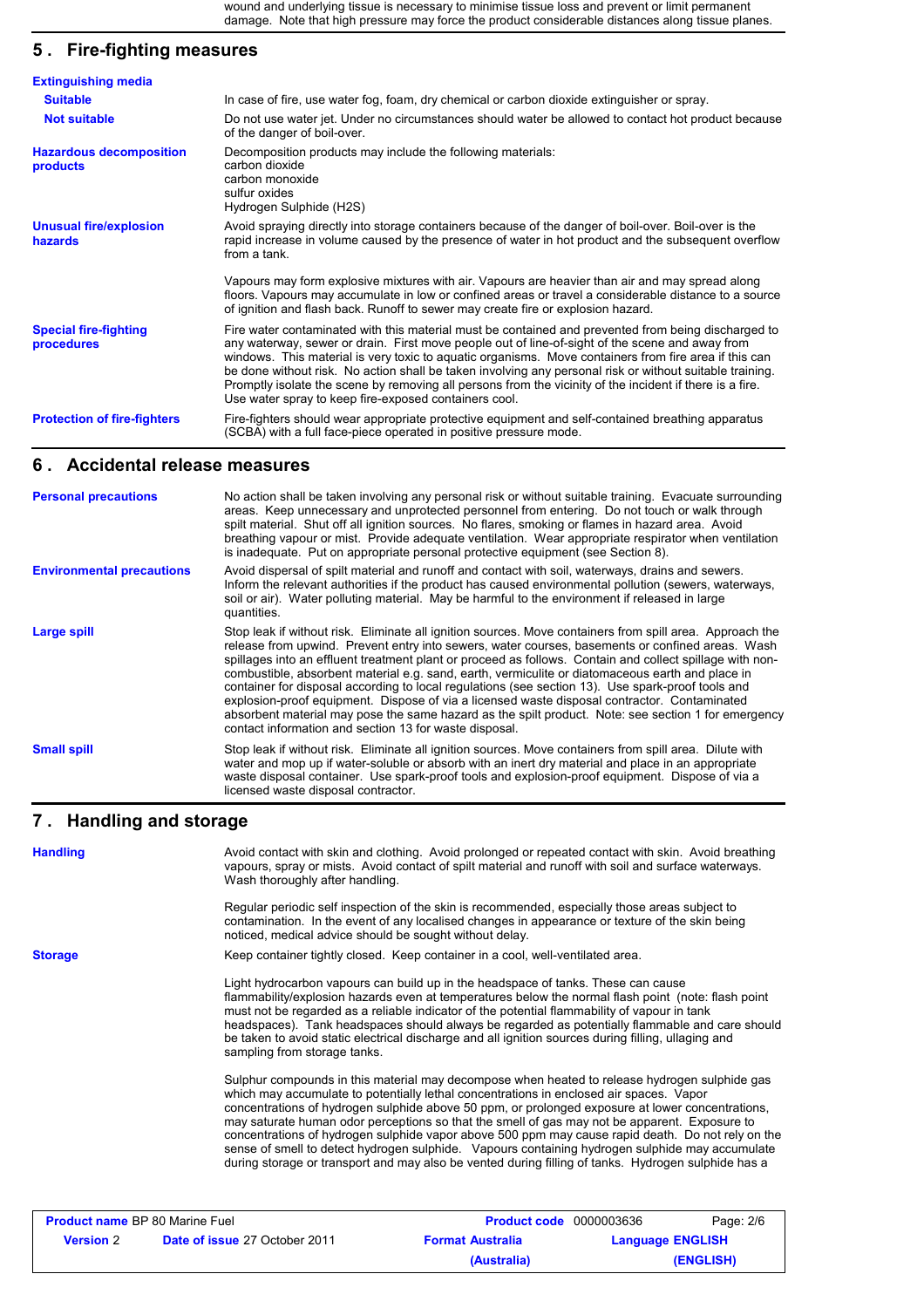wound and underlying tissue is necessary to minimise tissue loss and prevent or limit permanent damage. Note that high pressure may force the product considerable distances along tissue planes.

## 5 . Fire-fighting measures

**Extinguishing media**

| | |
|---|---|
| **Suitable** | In case of fire, use water fog, foam, dry chemical or carbon dioxide extinguisher or spray. |
| **Not suitable** | Do not use water jet. Under no circumstances should water be allowed to contact hot product because of the danger of boil-over. |
| **Hazardous decomposition products** | Decomposition products may include the following materials:<br>carbon dioxide<br>carbon monoxide<br>sulfur oxides<br>Hydrogen Sulphide (H2S) |
| **Unusual fire/explosion hazards** | Avoid spraying directly into storage containers because of the danger of boil-over. Boil-over is the rapid increase in volume caused by the presence of water in hot product and the subsequent overflow from a tank.<br><br>Vapours may form explosive mixtures with air. Vapours are heavier than air and may spread along floors. Vapours may accumulate in low or confined areas or travel a considerable distance to a source of ignition and flash back. Runoff to sewer may create fire or explosion hazard. |
| **Special fire-fighting procedures** | Fire water contaminated with this material must be contained and prevented from being discharged to any waterway, sewer or drain. First move people out of line-of-sight of the scene and away from windows. This material is very toxic to aquatic organisms. Move containers from fire area if this can be done without risk. No action shall be taken involving any personal risk or without suitable training. Promptly isolate the scene by removing all persons from the vicinity of the incident if there is a fire. Use water spray to keep fire-exposed containers cool. |
| **Protection of fire-fighters** | Fire-fighters should wear appropriate protective equipment and self-contained breathing apparatus (SCBA) with a full face-piece operated in positive pressure mode. |

## 6 . Accidental release measures

| | |
|---|---|
| **Personal precautions** | No action shall be taken involving any personal risk or without suitable training. Evacuate surrounding areas. Keep unnecessary and unprotected personnel from entering. Do not touch or walk through spilt material. Shut off all ignition sources. No flares, smoking or flames in hazard area. Avoid breathing vapour or mist. Provide adequate ventilation. Wear appropriate respirator when ventilation is inadequate. Put on appropriate personal protective equipment (see Section 8). |
| **Environmental precautions** | Avoid dispersal of spilt material and runoff and contact with soil, waterways, drains and sewers. Inform the relevant authorities if the product has caused environmental pollution (sewers, waterways, soil or air). Water polluting material. May be harmful to the environment if released in large quantities. |
| **Large spill** | Stop leak if without risk. Eliminate all ignition sources. Move containers from spill area. Approach the release from upwind. Prevent entry into sewers, water courses, basements or confined areas. Wash spillages into an effluent treatment plant or proceed as follows. Contain and collect spillage with non-combustible, absorbent material e.g. sand, earth, vermiculite or diatomaceous earth and place in container for disposal according to local regulations (see section 13). Use spark-proof tools and explosion-proof equipment. Dispose of via a licensed waste disposal contractor. Contaminated absorbent material may pose the same hazard as the spilt product. Note: see section 1 for emergency contact information and section 13 for waste disposal. |
| **Small spill** | Stop leak if without risk. Eliminate all ignition sources. Move containers from spill area. Dilute with water and mop up if water-soluble or absorb with an inert dry material and place in an appropriate waste disposal container. Use spark-proof tools and explosion-proof equipment. Dispose of via a licensed waste disposal contractor. |

## 7 . Handling and storage

| | |
|---|---|
| **Handling** | Avoid contact with skin and clothing. Avoid prolonged or repeated contact with skin. Avoid breathing vapours, spray or mists. Avoid contact of spilt material and runoff with soil and surface waterways. Wash thoroughly after handling.<br><br>Regular periodic self inspection of the skin is recommended, especially those areas subject to contamination. In the event of any localised changes in appearance or texture of the skin being noticed, medical advice should be sought without delay. |
| **Storage** | Keep container tightly closed. Keep container in a cool, well-ventilated area.<br><br>Light hydrocarbon vapours can build up in the headspace of tanks. These can cause flammability/explosion hazards even at temperatures below the normal flash point (note: flash point must not be regarded as a reliable indicator of the potential flammability of vapour in tank headspaces). Tank headspaces should always be regarded as potentially flammable and care should be taken to avoid static electrical discharge and all ignition sources during filling, ullaging and sampling from storage tanks.<br><br>Sulphur compounds in this material may decompose when heated to release hydrogen sulphide gas which may accumulate to potentially lethal concentrations in enclosed air spaces. Vapor concentrations of hydrogen sulphide above 50 ppm, or prolonged exposure at lower concentrations, may saturate human odor perceptions so that the smell of gas may not be apparent. Exposure to concentrations of hydrogen sulphide vapor above 500 ppm may cause rapid death. Do not rely on the sense of smell to detect hydrogen sulphide. Vapours containing hydrogen sulphide may accumulate during storage or transport and may also be vented during filling of tanks. Hydrogen sulphide has a |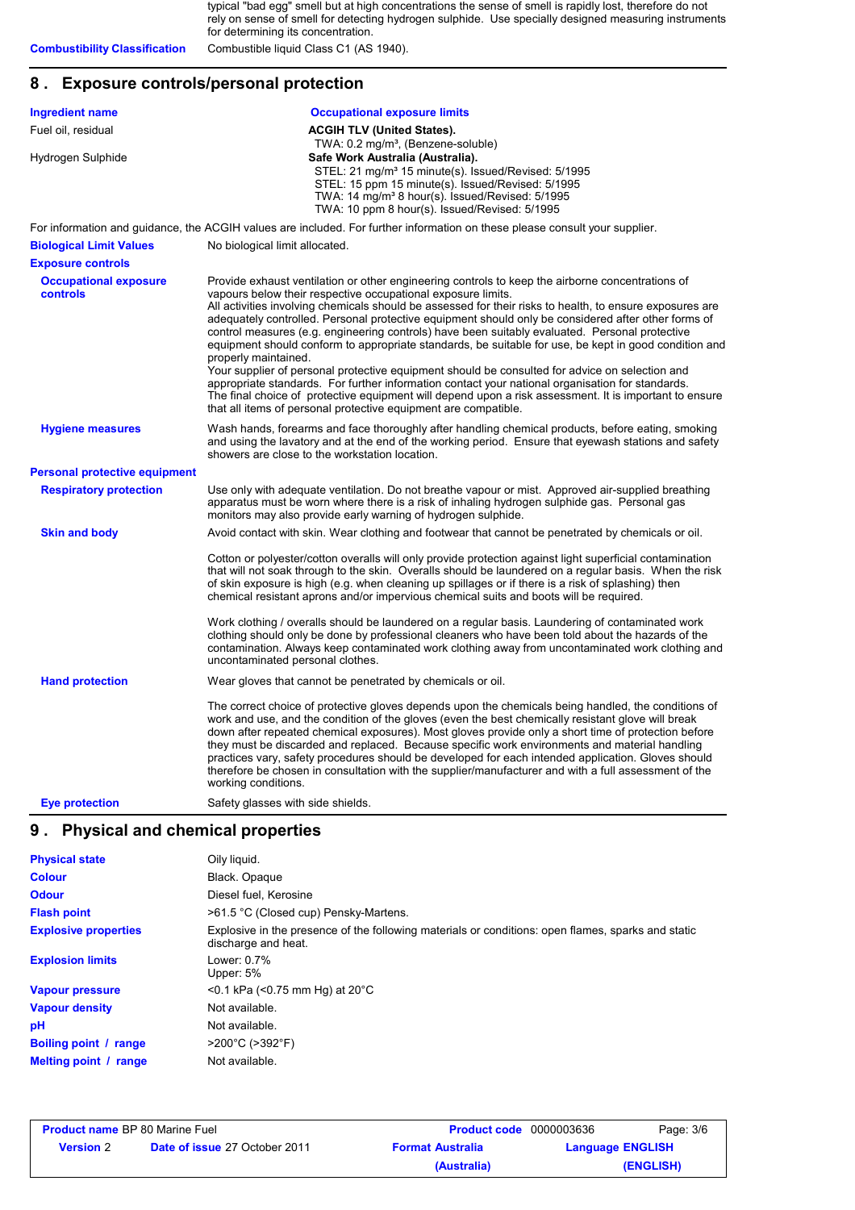typical "bad egg" smell but at high concentrations the sense of smell is rapidly lost, therefore do not rely on sense of smell for detecting hydrogen sulphide. Use specially designed measuring instruments for determining its concentration.

**Combustibility Classification** Combustible liquid Class C1 (AS 1940).

## 8 . Exposure controls/personal protection

| Ingredient name | Occupational exposure limits |
| --- | --- |
| Fuel oil, residual | **ACGIH TLV (United States).**<br>TWA: 0.2 mg/m³, (Benzene-soluble) |
| Hydrogen Sulphide | **Safe Work Australia (Australia).**<br>STEL: 21 mg/m³ 15 minute(s). Issued/Revised: 5/1995<br>STEL: 15 ppm 15 minute(s). Issued/Revised: 5/1995<br>TWA: 14 mg/m³ 8 hour(s). Issued/Revised: 5/1995<br>TWA: 10 ppm 8 hour(s). Issued/Revised: 5/1995 |

For information and guidance, the ACGIH values are included. For further information on these please consult your supplier.

**Biological Limit Values** No biological limit allocated.

**Exposure controls**

**Occupational exposure controls**

Provide exhaust ventilation or other engineering controls to keep the airborne concentrations of vapours below their respective occupational exposure limits.
All activities involving chemicals should be assessed for their risks to health, to ensure exposures are adequately controlled. Personal protective equipment should only be considered after other forms of control measures (e.g. engineering controls) have been suitably evaluated. Personal protective equipment should conform to appropriate standards, be suitable for use, be kept in good condition and properly maintained.
Your supplier of personal protective equipment should be consulted for advice on selection and appropriate standards. For further information contact your national organisation for standards.
The final choice of protective equipment will depend upon a risk assessment. It is important to ensure that all items of personal protective equipment are compatible.

**Hygiene measures**

Wash hands, forearms and face thoroughly after handling chemical products, before eating, smoking and using the lavatory and at the end of the working period. Ensure that eyewash stations and safety showers are close to the workstation location.

**Personal protective equipment**

**Respiratory protection**

Use only with adequate ventilation. Do not breathe vapour or mist. Approved air-supplied breathing apparatus must be worn where there is a risk of inhaling hydrogen sulphide gas. Personal gas monitors may also provide early warning of hydrogen sulphide.

**Skin and body**

Avoid contact with skin. Wear clothing and footwear that cannot be penetrated by chemicals or oil.

Cotton or polyester/cotton overalls will only provide protection against light superficial contamination that will not soak through to the skin. Overalls should be laundered on a regular basis. When the risk of skin exposure is high (e.g. when cleaning up spillages or if there is a risk of splashing) then chemical resistant aprons and/or impervious chemical suits and boots will be required.

Work clothing / overalls should be laundered on a regular basis. Laundering of contaminated work clothing should only be done by professional cleaners who have been told about the hazards of the contamination. Always keep contaminated work clothing away from uncontaminated work clothing and uncontaminated personal clothes.

**Hand protection**

Wear gloves that cannot be penetrated by chemicals or oil.

The correct choice of protective gloves depends upon the chemicals being handled, the conditions of work and use, and the condition of the gloves (even the best chemically resistant glove will break down after repeated chemical exposures). Most gloves provide only a short time of protection before they must be discarded and replaced. Because specific work environments and material handling practices vary, safety procedures should be developed for each intended application. Gloves should therefore be chosen in consultation with the supplier/manufacturer and with a full assessment of the working conditions.

**Eye protection**

Safety glasses with side shields.

## 9 . Physical and chemical properties

| | |
| --- | --- |
| **Physical state** | Oily liquid. |
| **Colour** | Black. Opaque |
| **Odour** | Diesel fuel, Kerosine |
| **Flash point** | >61.5 °C (Closed cup) Pensky-Martens. |
| **Explosive properties** | Explosive in the presence of the following materials or conditions: open flames, sparks and static discharge and heat. |
| **Explosion limits** | Lower: 0.7%<br>Upper: 5% |
| **Vapour pressure** | <0.1 kPa (<0.75 mm Hg) at 20°C |
| **Vapour density** | Not available. |
| **pH** | Not available. |
| **Boiling point / range** | >200°C (>392°F) |
| **Melting point / range** | Not available. |

| | | | |
| --- | --- | --- | --- |
| **Product name** BP 80 Marine Fuel | | **Product code** 0000003636 | |
| **Version** 2 | **Date of issue** 27 October 2011 | **Format Australia (Australia)** | **Language ENGLISH (ENGLISH)** |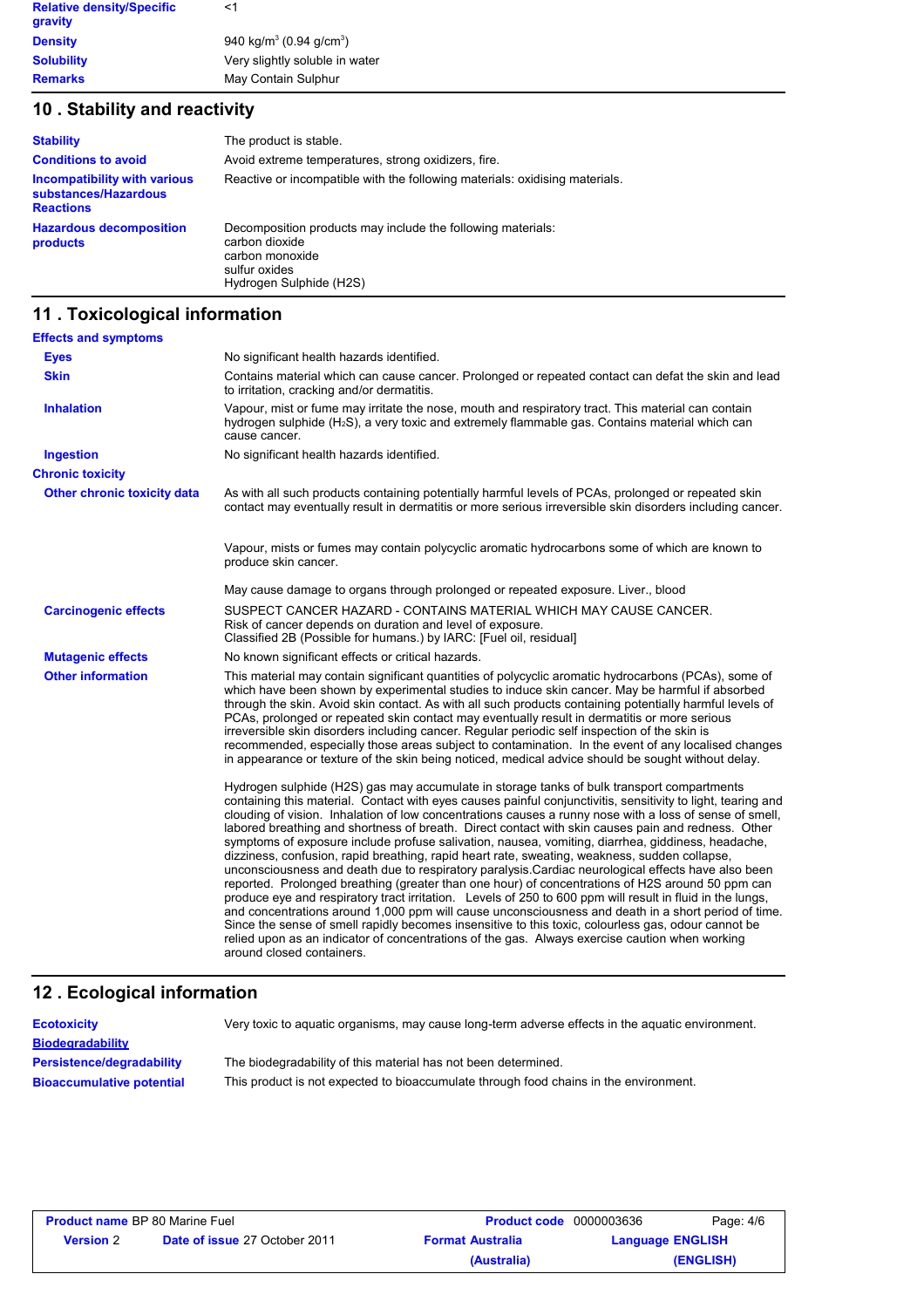| | |
|---|---|
| **Relative density/Specific gravity** | <1 |
| **Density** | 940 kg/m$^3$ (0.94 g/cm$^3$) |
| **Solubility** | Very slightly soluble in water |
| **Remarks** | May Contain Sulphur |

## 10 . Stability and reactivity

| | |
|---|---|
| **Stability** | The product is stable. |
| **Conditions to avoid** | Avoid extreme temperatures, strong oxidizers, fire. |
| **Incompatibility with various substances/Hazardous Reactions** | Reactive or incompatible with the following materials: oxidising materials. |
| **Hazardous decomposition products** | Decomposition products may include the following materials:<br>carbon dioxide<br>carbon monoxide<br>sulfur oxides<br>Hydrogen Sulphide (H2S) |

## 11 . Toxicological information

**Effects and symptoms**

| | |
|---|---|
| **Eyes** | No significant health hazards identified. |
| **Skin** | Contains material which can cause cancer. Prolonged or repeated contact can defat the skin and lead to irritation, cracking and/or dermatitis. |
| **Inhalation** | Vapour, mist or fume may irritate the nose, mouth and respiratory tract. This material can contain hydrogen sulphide ($H_2S$), a very toxic and extremely flammable gas. Contains material which can cause cancer. |
| **Ingestion** | No significant health hazards identified. |

**Chronic toxicity**

**Other chronic toxicity data**

As with all such products containing potentially harmful levels of PCAs, prolonged or repeated skin contact may eventually result in dermatitis or more serious irreversible skin disorders including cancer.

Vapour, mists or fumes may contain polycyclic aromatic hydrocarbons some of which are known to produce skin cancer.

May cause damage to organs through prolonged or repeated exposure. Liver., blood

**Carcinogenic effects**

SUSPECT CANCER HAZARD - CONTAINS MATERIAL WHICH MAY CAUSE CANCER.
Risk of cancer depends on duration and level of exposure.
Classified 2B (Possible for humans.) by IARC: [Fuel oil, residual]

**Mutagenic effects**

No known significant effects or critical hazards.

**Other information**

This material may contain significant quantities of polycyclic aromatic hydrocarbons (PCAs), some of which have been shown by experimental studies to induce skin cancer. May be harmful if absorbed through the skin. Avoid skin contact. As with all such products containing potentially harmful levels of PCAs, prolonged or repeated skin contact may eventually result in dermatitis or more serious irreversible skin disorders including cancer. Regular periodic self inspection of the skin is recommended, especially those areas subject to contamination. In the event of any localised changes in appearance or texture of the skin being noticed, medical advice should be sought without delay.

Hydrogen sulphide (H2S) may accumulate in storage tanks of bulk transport compartments containing this material. Contact with eyes causes painful conjunctivitis, sensitivity to light, tearing and clouding of vision. Inhalation of low concentrations causes a runny nose with a loss of sense of smell, labored breathing and shortness of breath. Direct contact with skin causes pain and redness. Other symptoms of exposure include profuse salivation, nausea, vomiting, diarrhea, giddiness, headache, dizziness, confusion, rapid breathing, rapid heart rate, sweating, weakness, sudden collapse, unconsciousness and death due to respiratory paralysis.Cardiac neurological effects have also been reported. Prolonged breathing (greater than one hour) of concentrations of H2S around 50 ppm can produce eye and respiratory tract irritation. Levels of 250 to 600 ppm will result in fluid in the lungs, and concentrations around 1,000 ppm will cause unconsciousness and death in a short period of time. Since the sense of smell rapidly becomes insensitive to this toxic, colourless gas, odour cannot be relied upon as an indicator of concentrations of the gas. Always exercise caution when working around closed containers.

## 12 . Ecological information

| | |
|---|---|
| **Ecotoxicity** | Very toxic to aquatic organisms, may cause long-term adverse effects in the aquatic environment. |
| **Biodegradability** | |
| **Persistence/degradability** | The biodegradability of this material has not been determined. |
| **Bioaccumulative potential** | This product is not expected to bioaccumulate through food chains in the environment. |

| | | | |
|---|---|---|---|
| **Product name** BP 80 Marine Fuel | | **Product code** 0000003636 | |
| **Version** 2 | **Date of issue** 27 October 2011 | **Format Australia (Australia)** | **Language ENGLISH (ENGLISH)** |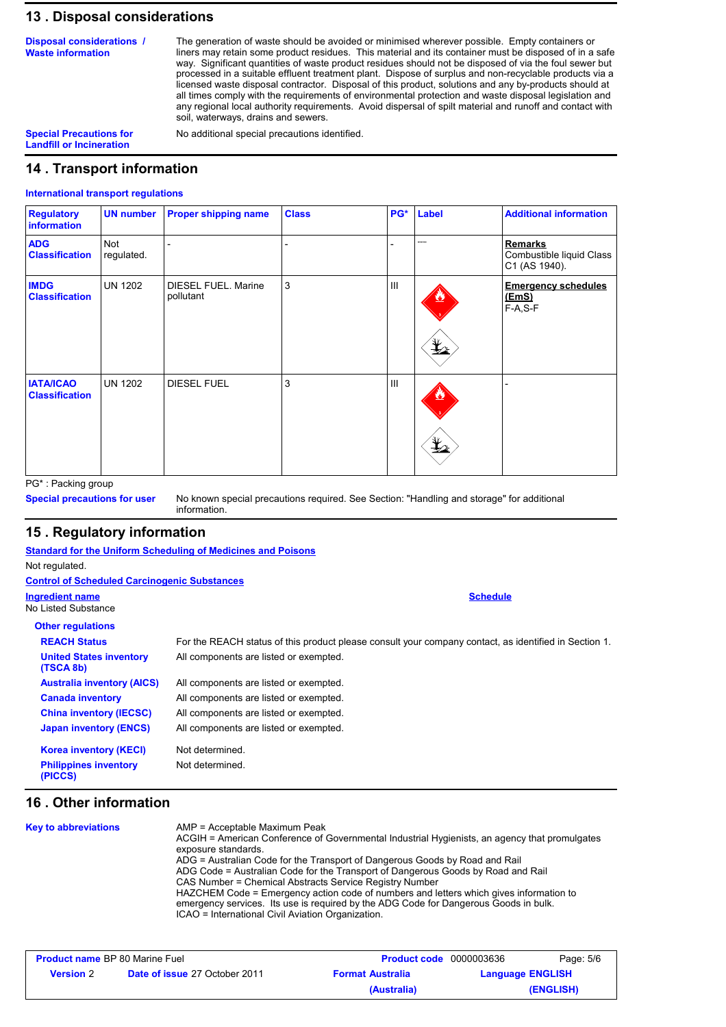## 13 . Disposal considerations

**Disposal considerations / Waste information**

The generation of waste should be avoided or minimised wherever possible. Empty containers or liners may retain some product residues. This material and its container must be disposed of in a safe way. Significant quantities of waste product residues should not be disposed of via the foul sewer but processed in a suitable effluent treatment plant. Dispose of surplus and non-recyclable products via a licensed waste disposal contractor. Disposal of this product, solutions and any by-products should at all times comply with the requirements of environmental protection and waste disposal legislation and any regional local authority requirements. Avoid dispersal of spilt material and runoff and contact with soil, waterways, drains and sewers.

**Special Precautions for Landfill or Incineration**

No additional special precautions identified.

## 14 . Transport information

**International transport regulations**

| Regulatory information | UN number | Proper shipping name | Class | PG* | Label | Additional information |
|---|---|---|---|---|---|---|
| **ADG Classification** | Not regulated. | - | - | - | ---- | **Remarks** Combustible liquid Class C1 (AS 1940). |
| **IMDG Classification** | UN 1202 | DIESEL FUEL. Marine pollutant | 3 | III | | **Emergency schedules (EmS)** F-A,S-F |
| **IATA/ICAO Classification** | UN 1202 | DIESEL FUEL | 3 | III | | - |

PG* : Packing group

**Special precautions for user**

No known special precautions required. See Section: "Handling and storage" for additional information.

## 15 . Regulatory information

**Standard for the Uniform Scheduling of Medicines and Poisons**

Not regulated.

**Control of Scheduled Carcinogenic Substances**

| Ingredient name | Schedule |
|---|---|
| No Listed Substance | |

**Other regulations**

**REACH Status**: For the REACH status of this product please consult your company contact, as identified in Section 1.

**United States inventory (TSCA 8b)**: All components are listed or exempted.

**Australia inventory (AICS)**: All components are listed or exempted.

**Canada inventory**: All components are listed or exempted.

**China inventory (IECSC)**: All components are listed or exempted.

**Japan inventory (ENCS)**: All components are listed or exempted.

**Korea inventory (KECI)**: Not determined.

**Philippines inventory (PICCS)**: Not determined.

## 16 . Other information

**Key to abbreviations**

AMP = Acceptable Maximum Peak
ACGIH = American Conference of Governmental Industrial Hygienists, an agency that promulgates exposure standards.
ADG = Australian Code for the Transport of Dangerous Goods by Road and Rail
ADG Code = Australian Code for the Transport of Dangerous Goods by Road and Rail
CAS Number = Chemical Abstracts Service Registry Number
HAZCHEM Code = Emergency action code of numbers and letters which gives information to emergency services. Its use is required by the ADG Code for Dangerous Goods in bulk.
ICAO = International Civil Aviation Organization.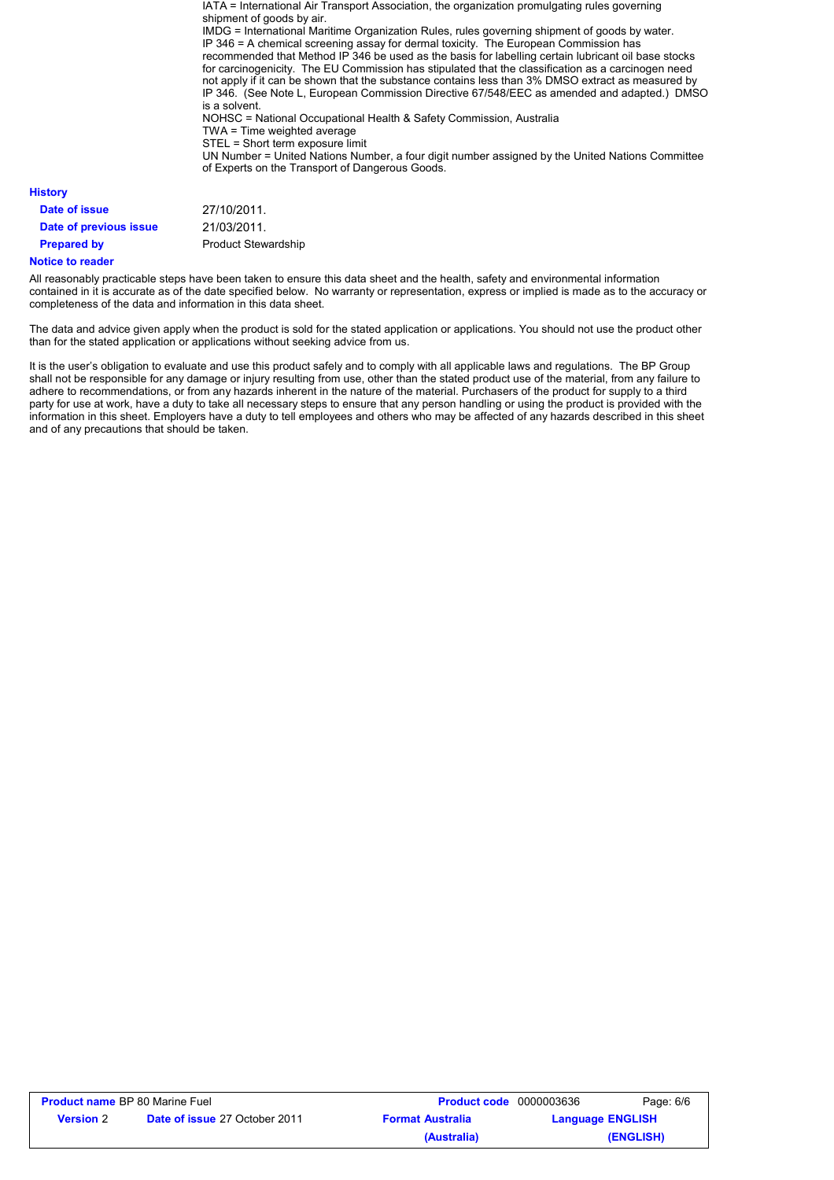IATA = International Air Transport Association, the organization promulgating rules governing shipment of goods by air.
IMDG = International Maritime Organization Rules, rules governing shipment of goods by water.
IP 346 = A chemical screening assay for dermal toxicity. The European Commission has recommended that Method IP 346 be used as the basis for labelling certain lubricant oil base stocks for carcinogenicity. The EU Commission has stipulated that the classification as a carcinogen need not apply if it can be shown that the substance contains less than 3% DMSO extract as measured by IP 346. (See Note L, European Commission Directive 67/548/EEC as amended and adapted.) DMSO is a solvent.
NOHSC = National Occupational Health & Safety Commission, Australia
TWA = Time weighted average
STEL = Short term exposure limit
UN Number = United Nations Number, a four digit number assigned by the United Nations Committee of Experts on the Transport of Dangerous Goods.

**History**

| | |
|---|---|
| **Date of issue** | 27/10/2011. |
| **Date of previous issue** | 21/03/2011. |
| **Prepared by** | Product Stewardship |

**Notice to reader**

All reasonably practicable steps have been taken to ensure this data sheet and the health, safety and environmental information contained in it is accurate as of the date specified below. No warranty or representation, express or implied is made as to the accuracy or completeness of the data and information in this data sheet.

The data and advice given apply when the product is sold for the stated application or applications. You should not use the product other than for the stated application or applications without seeking advice from us.

It is the user's obligation to evaluate and use this product safely and to comply with all applicable laws and regulations. The BP Group shall not be responsible for any damage or injury resulting from use, other than the stated product use of the material, from any failure to adhere to recommendations, or from any hazards inherent in the nature of the material. Purchasers of the product for supply to a third party for use at work, have a duty to take all necessary steps to ensure that any person handling or using the product is provided with the information in this sheet. Employers have a duty to tell employees and others who may be affected of any hazards described in this sheet and of any precautions that should be taken.